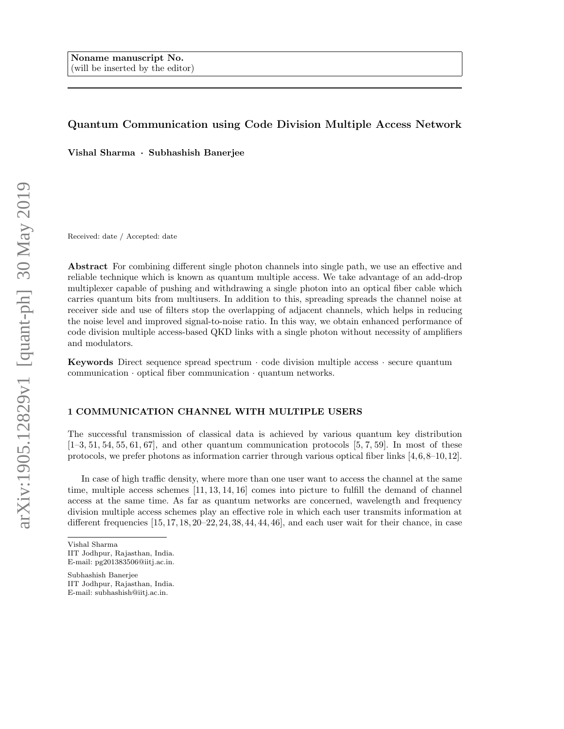**Noname manuscript No.**
(will be inserted by the editor)

# Quantum Communication using Code Division Multiple Access Network

**Vishal Sharma · Subhashish Banerjee**

Received: date / Accepted: date

**Abstract** For combining different single photon channels into single path, we use an effective and reliable technique which is known as quantum multiple access. We take advantage of an add-drop multiplexer capable of pushing and withdrawing a single photon into an optical fiber cable which carries quantum bits from multiusers. In addition to this, spreading spreads the channel noise at receiver side and use of filters stop the overlapping of adjacent channels, which helps in reducing the noise level and improved signal-to-noise ratio. In this way, we obtain enhanced performance of code division multiple access-based QKD links with a single photon without necessity of amplifiers and modulators.

**Keywords** Direct sequence spread spectrum · code division multiple access · secure quantum communication · optical fiber communication · quantum networks.

## 1 COMMUNICATION CHANNEL WITH MULTIPLE USERS

The successful transmission of classical data is achieved by various quantum key distribution [1–3, 51, 54, 55, 61, 67], and other quantum communication protocols [5, 7, 59]. In most of these protocols, we prefer photons as information carrier through various optical fiber links [4, 6, 8–10, 12].

In case of high traffic density, where more than one user want to access the channel at the same time, multiple access schemes [11, 13, 14, 16] comes into picture to fulfill the demand of channel access at the same time. As far as quantum networks are concerned, wavelength and frequency division multiple access schemes play an effective role in which each user transmits information at different frequencies [15, 17, 18, 20–22, 24, 38, 44, 44, 46], and each user wait for their chance, in case

Vishal Sharma
IIT Jodhpur, Rajasthan, India.
E-mail: pg201383506@iitj.ac.in.

Subhashish Banerjee
IIT Jodhpur, Rajasthan, India.
E-mail: subhashish@iitj.ac.in.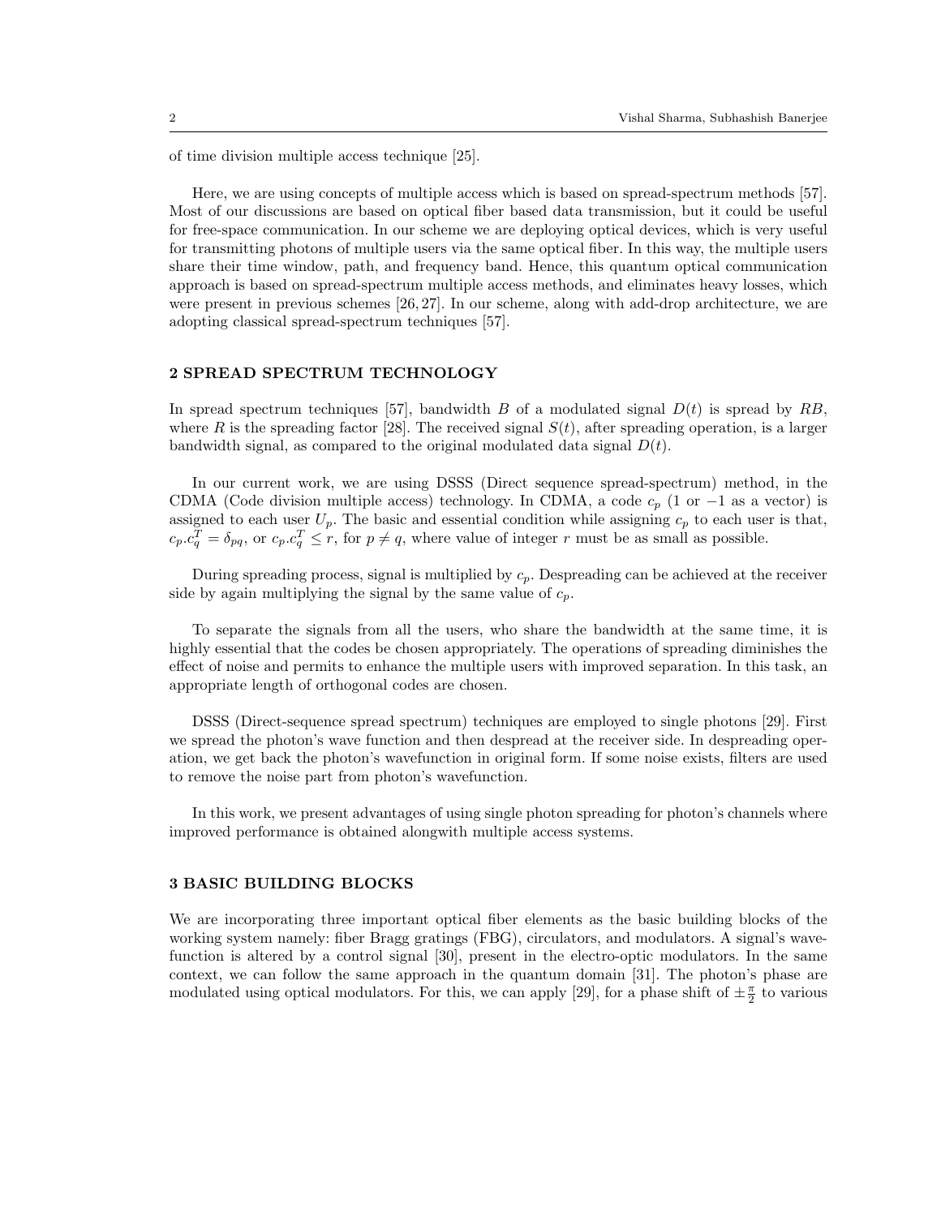of time division multiple access technique [25].

Here, we are using concepts of multiple access which is based on spread-spectrum methods [57]. Most of our discussions are based on optical fiber based data transmission, but it could be useful for free-space communication. In our scheme we are deploying optical devices, which is very useful for transmitting photons of multiple users via the same optical fiber. In this way, the multiple users share their time window, path, and frequency band. Hence, this quantum optical communication approach is based on spread-spectrum multiple access methods, and eliminates heavy losses, which were present in previous schemes [26, 27]. In our scheme, along with add-drop architecture, we are adopting classical spread-spectrum techniques [57].

## 2 SPREAD SPECTRUM TECHNOLOGY

In spread spectrum techniques [57], bandwidth $B$ of a modulated signal $D(t)$ is spread by $RB$, where $R$ is the spreading factor [28]. The received signal $S(t)$, after spreading operation, is a larger bandwidth signal, as compared to the original modulated data signal $D(t)$.

In our current work, we are using DSSS (Direct sequence spread-spectrum) method, in the CDMA (Code division multiple access) technology. In CDMA, a code $c_p$ (1 or $-1$ as a vector) is assigned to each user $U_p$. The basic and essential condition while assigning $c_p$ to each user is that, $c_p.c_q^T = \delta_{pq}$, or $c_p.c_q^T \leq r$, for $p \neq q$, where value of integer $r$ must be as small as possible.

During spreading process, signal is multiplied by $c_p$. Despreading can be achieved at the receiver side by again multiplying the signal by the same value of $c_p$.

To separate the signals from all the users, who share the bandwidth at the same time, it is highly essential that the codes be chosen appropriately. The operations of spreading diminishes the effect of noise and permits to enhance the multiple users with improved separation. In this task, an appropriate length of orthogonal codes are chosen.

DSSS (Direct-sequence spread spectrum) techniques are employed to single photons [29]. First we spread the photon's wave function and then despread at the receiver side. In despreading operation, we get back the photon's wavefunction in original form. If some noise exists, filters are used to remove the noise part from photon's wavefunction.

In this work, we present advantages of using single photon spreading for photon's channels where improved performance is obtained alongwith multiple access systems.

## 3 BASIC BUILDING BLOCKS

We are incorporating three important optical fiber elements as the basic building blocks of the working system namely: fiber Bragg gratings (FBG), circulators, and modulators. A signal's wavefunction is altered by a control signal [30], present in the electro-optic modulators. In the same context, we can follow the same approach in the quantum domain [31]. The photon's phase are modulated using optical modulators. For this, we can apply [29], for a phase shift of $\pm\frac{\pi}{2}$ to various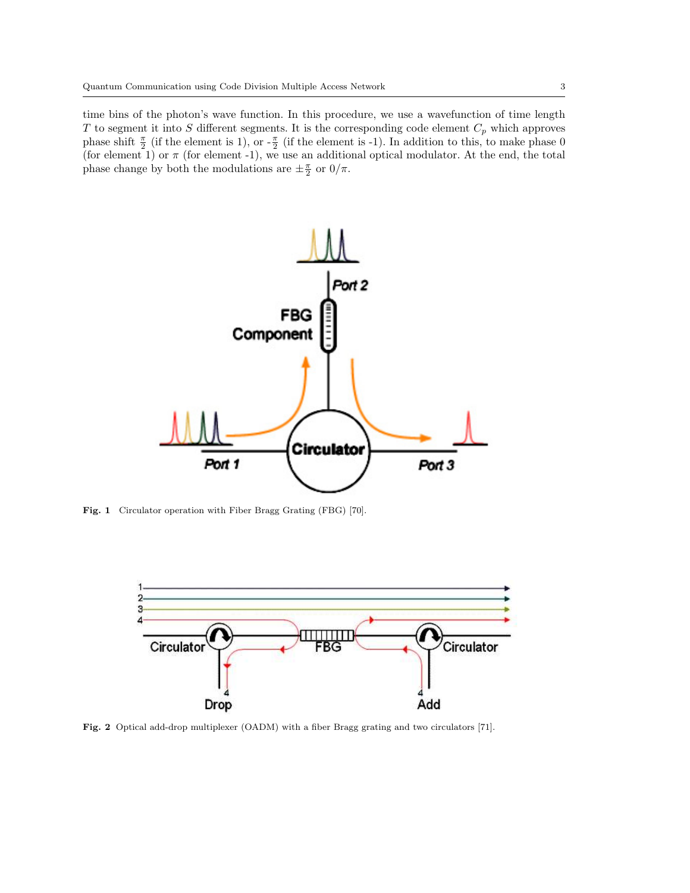time bins of the photon's wave function. In this procedure, we use a wavefunction of time length $T$ to segment it into $S$ different segments. It is the corresponding code element $C_p$ which approves phase shift $\frac{\pi}{2}$ (if the element is 1), or -$\frac{\pi}{2}$ (if the element is -1). In addition to this, to make phase 0 (for element 1) or $\pi$ (for element -1), we use an additional optical modulator. At the end, the total phase change by both the modulations are $\pm\frac{\pi}{2}$ or $0/\pi$.

**Fig. 1** Circulator operation with Fiber Bragg Grating (FBG) [70].

**Fig. 2** Optical add-drop multiplexer (OADM) with a fiber Bragg grating and two circulators [71].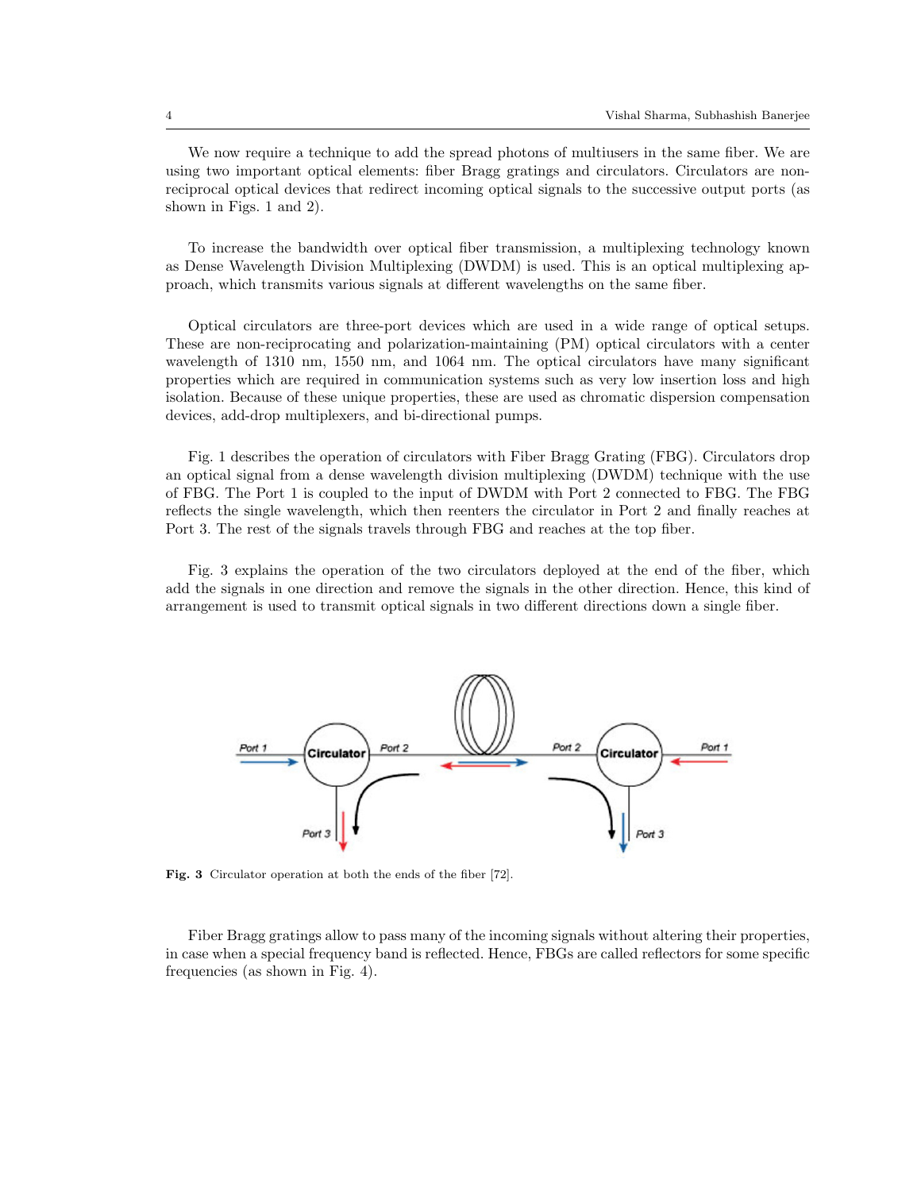We now require a technique to add the spread photons of multiusers in the same fiber. We are using two important optical elements: fiber Bragg gratings and circulators. Circulators are non-reciprocal optical devices that redirect incoming optical signals to the successive output ports (as shown in Figs. 1 and 2).

To increase the bandwidth over optical fiber transmission, a multiplexing technology known as Dense Wavelength Division Multiplexing (DWDM) is used. This is an optical multiplexing approach, which transmits various signals at different wavelengths on the same fiber.

Optical circulators are three-port devices which are used in a wide range of optical setups. These are non-reciprocating and polarization-maintaining (PM) optical circulators with a center wavelength of 1310 nm, 1550 nm, and 1064 nm. The optical circulators have many significant properties which are required in communication systems such as very low insertion loss and high isolation. Because of these unique properties, these are used as chromatic dispersion compensation devices, add-drop multiplexers, and bi-directional pumps.

Fig. 1 describes the operation of circulators with Fiber Bragg Grating (FBG). Circulators drop an optical signal from a dense wavelength division multiplexing (DWDM) technique with the use of FBG. The Port 1 is coupled to the input of DWDM with Port 2 connected to FBG. The FBG reflects the single wavelength, which then reenters the circulator in Port 2 and finally reaches at Port 3. The rest of the signals travels through FBG and reaches at the top fiber.

Fig. 3 explains the operation of the two circulators deployed at the end of the fiber, which add the signals in one direction and remove the signals in the other direction. Hence, this kind of arrangement is used to transmit optical signals in two different directions down a single fiber.

**Fig. 3** Circulator operation at both the ends of the fiber [72].

Fiber Bragg gratings allow to pass many of the incoming signals without altering their properties, in case when a special frequency band is reflected. Hence, FBGs are called reflectors for some specific frequencies (as shown in Fig. 4).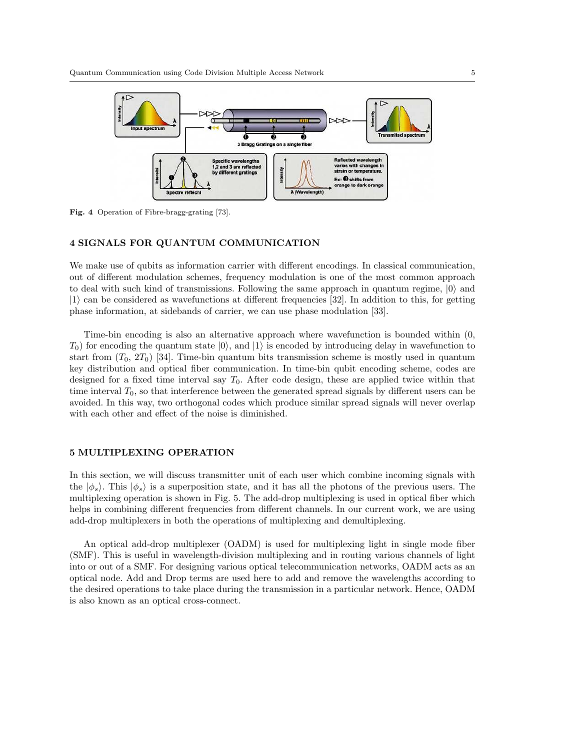Fig. 4 Operation of Fibre-bragg-grating [73].

## 4 SIGNALS FOR QUANTUM COMMUNICATION

We make use of qubits as information carrier with different encodings. In classical communication, out of different modulation schemes, frequency modulation is one of the most common approach to deal with such kind of transmissions. Following the same approach in quantum regime, $|0\rangle$ and $|1\rangle$ can be considered as wavefunctions at different frequencies [32]. In addition to this, for getting phase information, at sidebands of carrier, we can use phase modulation [33].

Time-bin encoding is also an alternative approach where wavefunction is bounded within (0, $T_0$) for encoding the quantum state $|0\rangle$, and $|1\rangle$ is encoded by introducing delay in wavefunction to start from ($T_0$, $2T_0$) [34]. Time-bin quantum bits transmission scheme is mostly used in quantum key distribution and optical fiber communication. In time-bin qubit encoding scheme, codes are designed for a fixed time interval say $T_0$. After code design, these are applied twice within that time interval $T_0$, so that interference between the generated spread signals by different users can be avoided. In this way, two orthogonal codes which produce similar spread signals will never overlap with each other and effect of the noise is diminished.

## 5 MULTIPLEXING OPERATION

In this section, we will discuss transmitter unit of each user which combine incoming signals with the $|\phi_s\rangle$. This $|\phi_s\rangle$ is a superposition state, and it has all the photons of the previous users. The multiplexing operation is shown in Fig. 5. The add-drop multiplexing is used in optical fiber which helps in combining different frequencies from different channels. In our current work, we are using add-drop multiplexers in both the operations of multiplexing and demultiplexing.

An optical add-drop multiplexer (OADM) is used for multiplexing light in single mode fiber (SMF). This is useful in wavelength-division multiplexing and in routing various channels of light into or out of a SMF. For designing various optical telecommunication networks, OADM acts as an optical node. Add and Drop terms are used here to add and remove the wavelengths according to the desired operations to take place during the transmission in a particular network. Hence, OADM is also known as an optical cross-connect.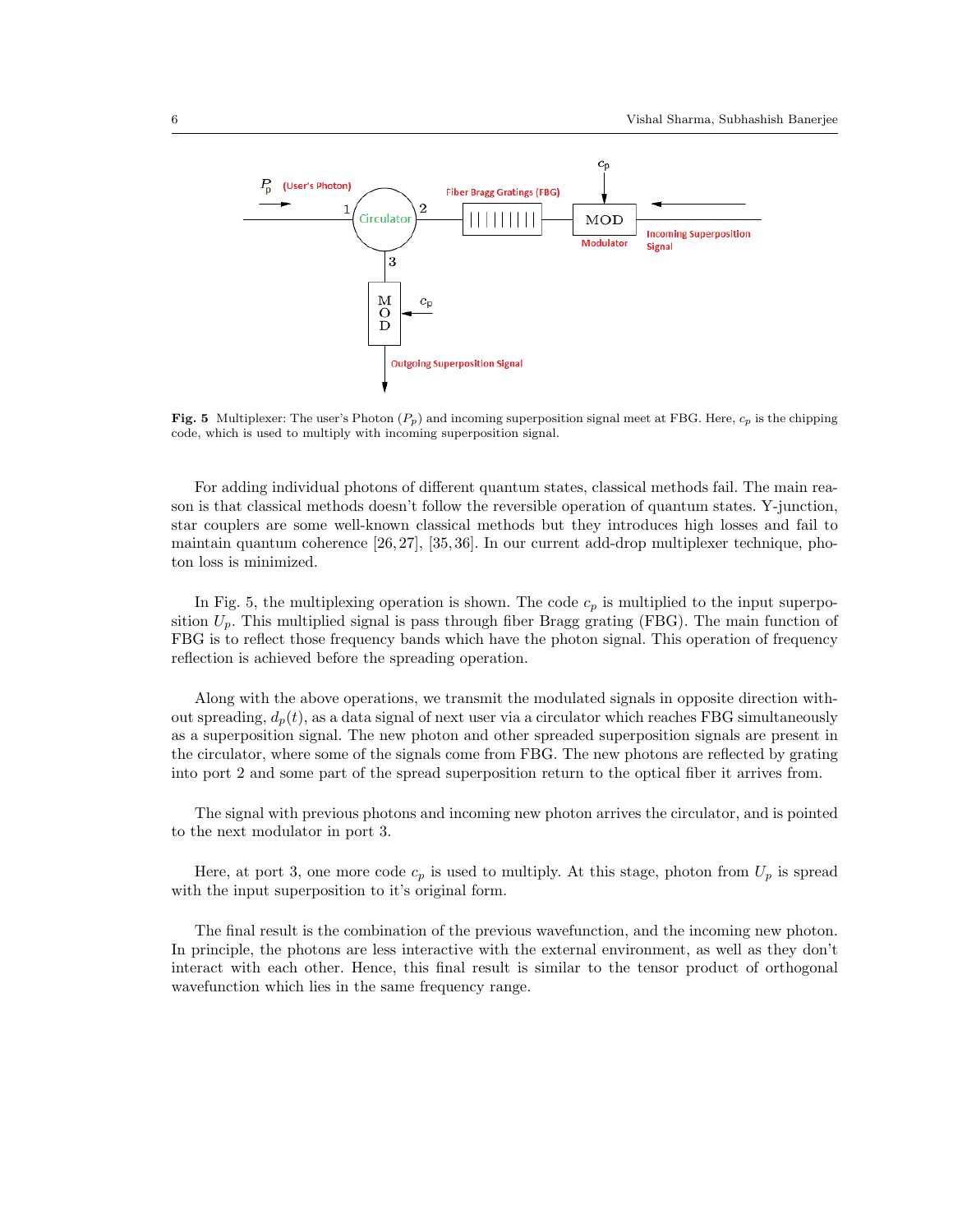**Fig. 5** Multiplexer: The user's Photon ($P_p$) and incoming superposition signal meet at FBG. Here, $c_p$ is the chipping code, which is used to multiply with incoming superposition signal.

For adding individual photons of different quantum states, classical methods fail. The main reason is that classical methods doesn't follow the reversible operation of quantum states. Y-junction, star couplers are some well-known classical methods but they introduces high losses and fail to maintain quantum coherence [26, 27], [35, 36]. In our current add-drop multiplexer technique, photon loss is minimized.

In Fig. 5, the multiplexing operation is shown. The code $c_p$ is multiplied to the input superposition $U_p$. This multiplied signal is pass through fiber Bragg grating (FBG). The main function of FBG is to reflect those frequency bands which have the photon signal. This operation of frequency reflection is achieved before the spreading operation.

Along with the above operations, we transmit the modulated signals in opposite direction without spreading, $d_p(t)$, as a data signal of next user via a circulator which reaches FBG simultaneously as a superposition signal. The new photon and other spreaded superposition signals are present in the circulator, where some of the signals come from FBG. The new photons are reflected by grating into port 2 and some part of the spread superposition return to the optical fiber it arrives from.

The signal with previous photons and incoming new photon arrives the circulator, and is pointed to the next modulator in port 3.

Here, at port 3, one more code $c_p$ is used to multiply. At this stage, photon from $U_p$ is spread with the input superposition to it's original form.

The final result is the combination of the previous wavefunction, and the incoming new photon. In principle, the photons are less interactive with the external environment, as well as they don't interact with each other. Hence, this final result is similar to the tensor product of orthogonal wavefunction which lies in the same frequency range.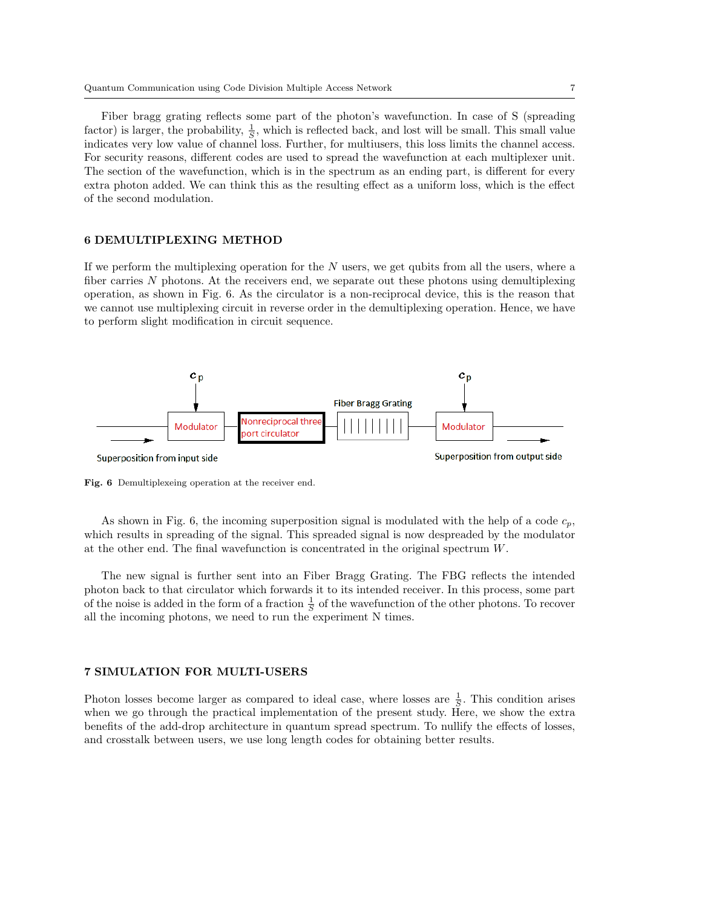Fiber bragg grating reflects some part of the photon's wavefunction. In case of S (spreading factor) is larger, the probability, $\frac{1}{S}$, which is reflected back, and lost will be small. This small value indicates very low value of channel loss. Further, for multiusers, this loss limits the channel access. For security reasons, different codes are used to spread the wavefunction at each multiplexer unit. The section of the wavefunction, which is in the spectrum as an ending part, is different for every extra photon added. We can think this as the resulting effect as a uniform loss, which is the effect of the second modulation.

## 6 DEMULTIPLEXING METHOD

If we perform the multiplexing operation for the $N$ users, we get qubits from all the users, where a fiber carries $N$ photons. At the receivers end, we separate out these photons using demultiplexing operation, as shown in Fig. 6. As the circulator is a non-reciprocal device, this is the reason that we cannot use multiplexing circuit in reverse order in the demultiplexing operation. Hence, we have to perform slight modification in circuit sequence.

**Fig. 6** Demultiplexeing operation at the receiver end.

As shown in Fig. 6, the incoming superposition signal is modulated with the help of a code $c_p$, which results in spreading of the signal. This spreaded signal is now despreaded by the modulator at the other end. The final wavefunction is concentrated in the original spectrum $W$.

The new signal is further sent into an Fiber Bragg Grating. The FBG reflects the intended photon back to that circulator which forwards it to its intended receiver. In this process, some part of the noise is added in the form of a fraction $\frac{1}{S}$ of the wavefunction of the other photons. To recover all the incoming photons, we need to run the experiment N times.

## 7 SIMULATION FOR MULTI-USERS

Photon losses become larger as compared to ideal case, where losses are $\frac{1}{S}$. This condition arises when we go through the practical implementation of the present study. Here, we show the extra benefits of the add-drop architecture in quantum spread spectrum. To nullify the effects of losses, and crosstalk between users, we use long length codes for obtaining better results.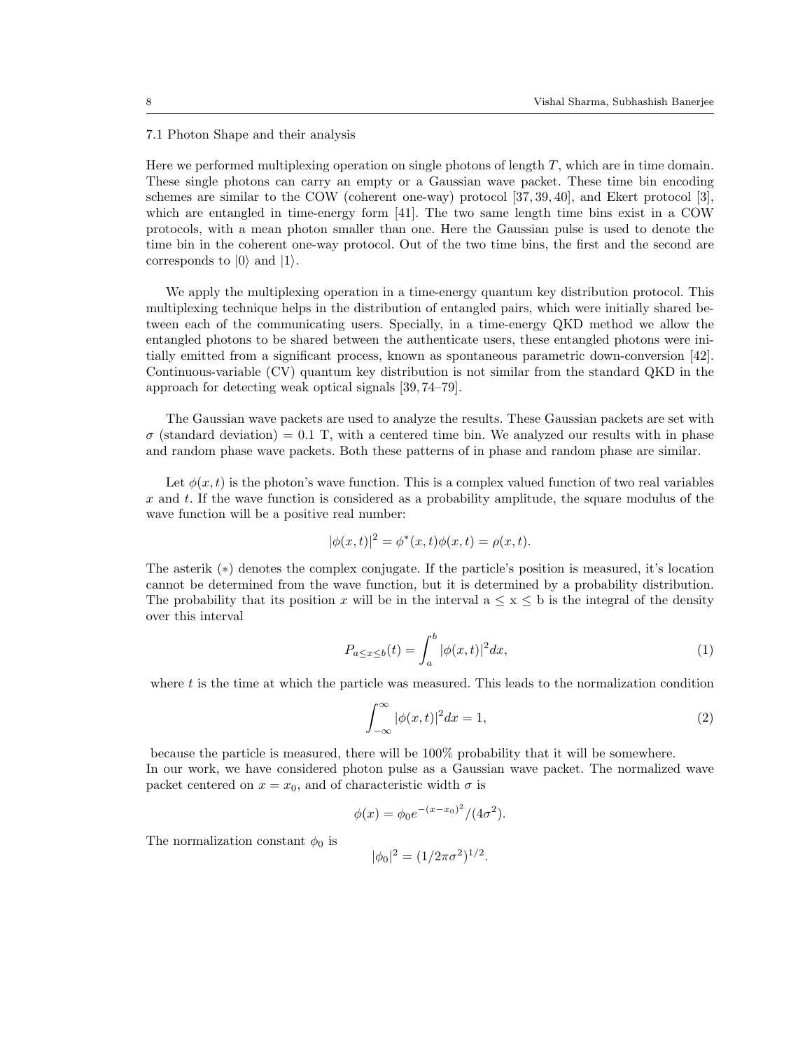### 7.1 Photon Shape and their analysis

Here we performed multiplexing operation on single photons of length $T$, which are in time domain. These single photons can carry an empty or a Gaussian wave packet. These time bin encoding schemes are similar to the COW (coherent one-way) protocol [37, 39, 40], and Ekert protocol [3], which are entangled in time-energy form [41]. The two same length time bins exist in a COW protocols, with a mean photon smaller than one. Here the Gaussian pulse is used to denote the time bin in the coherent one-way protocol. Out of the two time bins, the first and the second are corresponds to $|0\rangle$ and $|1\rangle$.

We apply the multiplexing operation in a time-energy quantum key distribution protocol. This multiplexing technique helps in the distribution of entangled pairs, which were initially shared between each of the communicating users. Specially, in a time-energy QKD method we allow the entangled photons to be shared between the authenticate users, these entangled photons were initially emitted from a significant process, known as spontaneous parametric down-conversion [42]. Continuous-variable (CV) quantum key distribution is not similar from the standard QKD in the approach for detecting weak optical signals [39, 74–79].

The Gaussian wave packets are used to analyze the results. These Gaussian packets are set with $\sigma$ (standard deviation) = 0.1 T, with a centered time bin. We analyzed our results with in phase and random phase wave packets. Both these patterns of in phase and random phase are similar.

Let $\phi(x,t)$ is the photon's wave function. This is a complex valued function of two real variables $x$ and $t$. If the wave function is considered as a probability amplitude, the square modulus of the wave function will be a positive real number:

$$|\phi(x,t)|^2 = \phi^*(x,t)\phi(x,t) = \rho(x,t).$$

The asterik ($*$) denotes the complex conjugate. If the particle's position is measured, it's location cannot be determined from the wave function, but it is determined by a probability distribution. The probability that its position $x$ will be in the interval $a \leq x \leq b$ is the integral of the density over this interval

$$P_{a \leq x \leq b}(t) = \int_a^b |\phi(x,t)|^2 dx, \tag{1}$$

where $t$ is the time at which the particle was measured. This leads to the normalization condition

$$\int_{-\infty}^{\infty} |\phi(x,t)|^2 dx = 1, \tag{2}$$

because the particle is measured, there will be 100% probability that it will be somewhere.
In our work, we have considered photon pulse as a Gaussian wave packet. The normalized wave packet centered on $x = x_0$, and of characteristic width $\sigma$ is

$$\phi(x) = \phi_0 e^{-(x-x_0)^2}/(4\sigma^2).$$

The normalization constant $\phi_0$ is

$$|\phi_0|^2 = (1/2\pi\sigma^2)^{1/2}.$$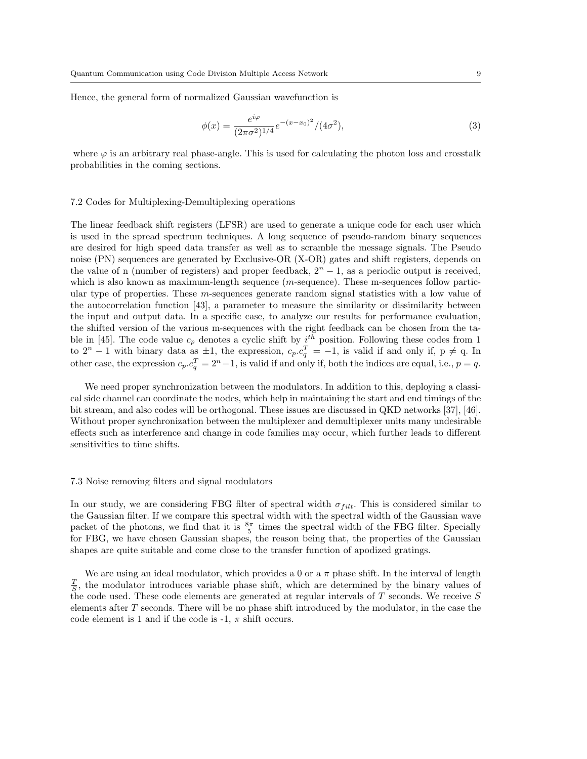Hence, the general form of normalized Gaussian wavefunction is

$$\phi(x) = \frac{e^{i\varphi}}{(2\pi\sigma^2)^{1/4}} e^{-(x-x_0)^2}/(4\sigma^2), \tag{3}$$

where $\varphi$ is an arbitrary real phase-angle. This is used for calculating the photon loss and crosstalk probabilities in the coming sections.

### 7.2 Codes for Multiplexing-Demultiplexing operations

The linear feedback shift registers (LFSR) are used to generate a unique code for each user which is used in the spread spectrum techniques. A long sequence of pseudo-random binary sequences are desired for high speed data transfer as well as to scramble the message signals. The Pseudo noise (PN) sequences are generated by Exclusive-OR (X-OR) gates and shift registers, depends on the value of n (number of registers) and proper feedback, $2^n - 1$, as a periodic output is received, which is also known as maximum-length sequence ($m$-sequence). These m-sequences follow particular type of properties. These $m$-sequences generate random signal statistics with a low value of the autocorrelation function [43], a parameter to measure the similarity or dissimilarity between the input and output data. In a specific case, to analyze our results for performance evaluation, the shifted version of the various m-sequences with the right feedback can be chosen from the table in [45]. The code value $c_p$ denotes a cyclic shift by $i^{th}$ position. Following these codes from 1 to $2^n - 1$ with binary data as $\pm 1$, the expression, $c_p.c_q^T = -1$, is valid if and only if, p $\neq$ q. In other case, the expression $c_p.c_q^T = 2^n - 1$, is valid if and only if, both the indices are equal, i.e., $p = q$.

We need proper synchronization between the modulators. In addition to this, deploying a classical side channel can coordinate the nodes, which help in maintaining the start and end timings of the bit stream, and also codes will be orthogonal. These issues are discussed in QKD networks [37], [46]. Without proper synchronization between the multiplexer and demultiplexer units many undesirable effects such as interference and change in code families may occur, which further leads to different sensitivities to time shifts.

### 7.3 Noise removing filters and signal modulators

In our study, we are considering FBG filter of spectral width $\sigma_{filt}$. This is considered similar to the Gaussian filter. If we compare this spectral width with the spectral width of the Gaussian wave packet of the photons, we find that it is $\frac{8\pi}{5}$ times the spectral width of the FBG filter. Specially for FBG, we have chosen Gaussian shapes, the reason being that, the properties of the Gaussian shapes are quite suitable and come close to the transfer function of apodized gratings.

We are using an ideal modulator, which provides a 0 or a $\pi$ phase shift. In the interval of length $\frac{T}{S}$, the modulator introduces variable phase shift, which are determined by the binary values of the code used. These code elements are generated at regular intervals of $T$ seconds. We receive $S$ elements after $T$ seconds. There will be no phase shift introduced by the modulator, in the case the code element is 1 and if the code is -1, $\pi$ shift occurs.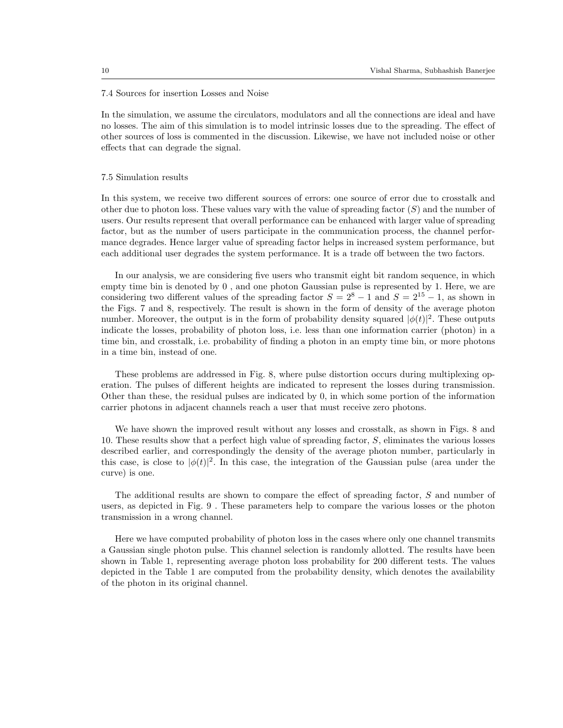### 7.4 Sources for insertion Losses and Noise

In the simulation, we assume the circulators, modulators and all the connections are ideal and have no losses. The aim of this simulation is to model intrinsic losses due to the spreading. The effect of other sources of loss is commented in the discussion. Likewise, we have not included noise or other effects that can degrade the signal.

### 7.5 Simulation results

In this system, we receive two different sources of errors: one source of error due to crosstalk and other due to photon loss. These values vary with the value of spreading factor ($S$) and the number of users. Our results represent that overall performance can be enhanced with larger value of spreading factor, but as the number of users participate in the communication process, the channel performance degrades. Hence larger value of spreading factor helps in increased system performance, but each additional user degrades the system performance. It is a trade off between the two factors.

In our analysis, we are considering five users who transmit eight bit random sequence, in which empty time bin is denoted by 0 , and one photon Gaussian pulse is represented by 1. Here, we are considering two different values of the spreading factor $S = 2^8 - 1$ and $S = 2^{15} - 1$, as shown in the Figs. 7 and 8, respectively. The result is shown in the form of density of the average photon number. Moreover, the output is in the form of probability density squared $|\phi(t)|^2$. These outputs indicate the losses, probability of photon loss, i.e. less than one information carrier (photon) in a time bin, and crosstalk, i.e. probability of finding a photon in an empty time bin, or more photons in a time bin, instead of one.

These problems are addressed in Fig. 8, where pulse distortion occurs during multiplexing operation. The pulses of different heights are indicated to represent the losses during transmission. Other than these, the residual pulses are indicated by 0, in which some portion of the information carrier photons in adjacent channels reach a user that must receive zero photons.

We have shown the improved result without any losses and crosstalk, as shown in Figs. 8 and 10. These results show that a perfect high value of spreading factor, $S$, eliminates the various losses described earlier, and correspondingly the density of the average photon number, particularly in this case, is close to $|\phi(t)|^2$. In this case, the integration of the Gaussian pulse (area under the curve) is one.

The additional results are shown to compare the effect of spreading factor, $S$ and number of users, as depicted in Fig. 9 . These parameters help to compare the various losses or the photon transmission in a wrong channel.

Here we have computed probability of photon loss in the cases where only one channel transmits a Gaussian single photon pulse. This channel selection is randomly allotted. The results have been shown in Table 1, representing average photon loss probability for 200 different tests. The values depicted in the Table 1 are computed from the probability density, which denotes the availability of the photon in its original channel.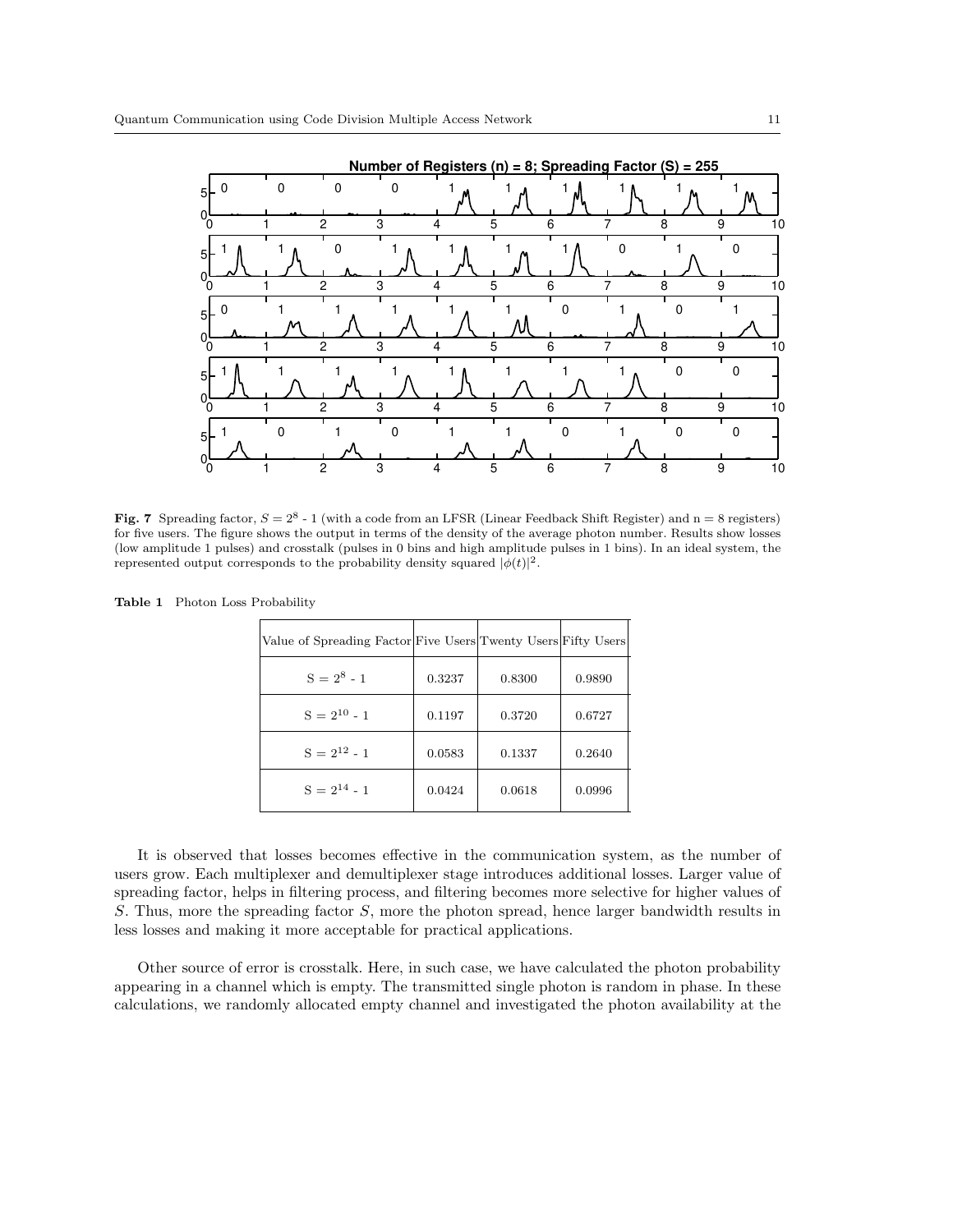**Fig. 7** Spreading factor, $S = 2^8$ - 1 (with a code from an LFSR (Linear Feedback Shift Register) and n = 8 registers) for five users. The figure shows the output in terms of the density of the average photon number. Results show losses (low amplitude 1 pulses) and crosstalk (pulses in 0 bins and high amplitude pulses in 1 bins). In an ideal system, the represented output corresponds to the probability density squared $|\phi(t)|^2$.

**Table 1** Photon Loss Probability

| Value of Spreading Factor | Five Users | Twenty Users | Fifty Users |
|---|---|---|---|
| $S = 2^8 - 1$ | 0.3237 | 0.8300 | 0.9890 |
| $S = 2^{10} - 1$ | 0.1197 | 0.3720 | 0.6727 |
| $S = 2^{12} - 1$ | 0.0583 | 0.1337 | 0.2640 |
| $S = 2^{14} - 1$ | 0.0424 | 0.0618 | 0.0996 |

It is observed that losses becomes effective in the communication system, as the number of users grow. Each multiplexer and demultiplexer stage introduces additional losses. Larger value of spreading factor, helps in filtering process, and filtering becomes more selective for higher values of $S$. Thus, more the spreading factor $S$, more the photon spread, hence larger bandwidth results in less losses and making it more acceptable for practical applications.

Other source of error is crosstalk. Here, in such case, we have calculated the photon probability appearing in a channel which is empty. The transmitted single photon is random in phase. In these calculations, we randomly allocated empty channel and investigated the photon availability at the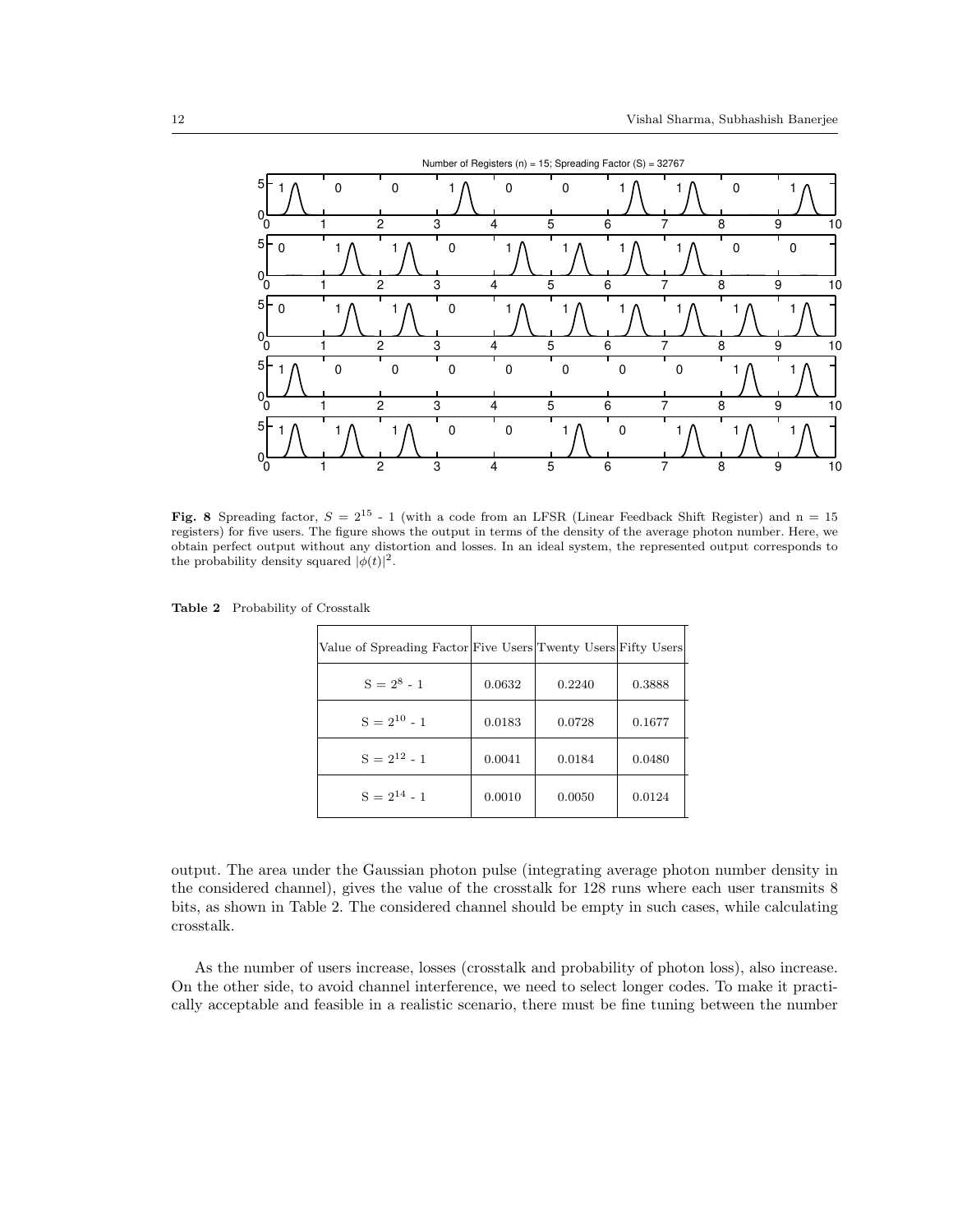**Fig. 8** Spreading factor, $S = 2^{15}$ - 1 (with a code from an LFSR (Linear Feedback Shift Register) and n = 15 registers) for five users. The figure shows the output in terms of the density of the average photon number. Here, we obtain perfect output without any distortion and losses. In an ideal system, the represented output corresponds to the probability density squared $|\phi(t)|^2$.

**Table 2** Probability of Crosstalk

| Value of Spreading Factor | Five Users | Twenty Users | Fifty Users |
|---|---|---|---|
| S = $2^8$ - 1 | 0.0632 | 0.2240 | 0.3888 |
| S = $2^{10}$ - 1 | 0.0183 | 0.0728 | 0.1677 |
| S = $2^{12}$ - 1 | 0.0041 | 0.0184 | 0.0480 |
| S = $2^{14}$ - 1 | 0.0010 | 0.0050 | 0.0124 |

output. The area under the Gaussian photon pulse (integrating average photon number density in the considered channel), gives the value of the crosstalk for 128 runs where each user transmits 8 bits, as shown in Table 2. The considered channel should be empty in such cases, while calculating crosstalk.

As the number of users increase, losses (crosstalk and probability of photon loss), also increase. On the other side, to avoid channel interference, we need to select longer codes. To make it practically acceptable and feasible in a realistic scenario, there must be fine tuning between the number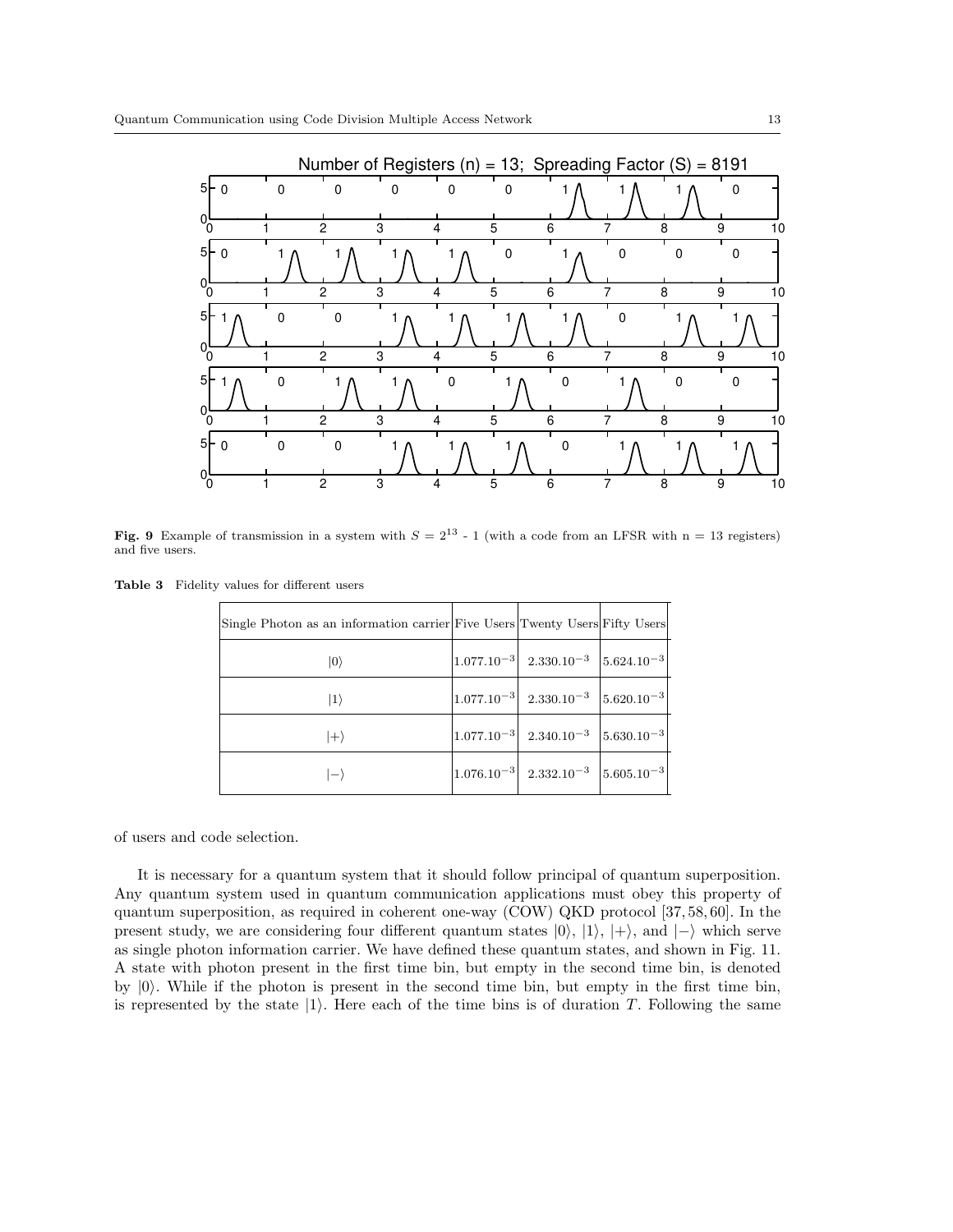Fig. 9 Example of transmission in a system with $S = 2^{13}$ - 1 (with a code from an LFSR with n = 13 registers) and five users.

**Table 3** Fidelity values for different users

| Single Photon as an information carrier | Five Users | Twenty Users | Fifty Users |
|---|---|---|---|
| $\|0\rangle$ | $1.077.10^{-3}$ | $2.330.10^{-3}$ | $5.624.10^{-3}$ |
| $\|1\rangle$ | $1.077.10^{-3}$ | $2.330.10^{-3}$ | $5.620.10^{-3}$ |
| $\|+\rangle$ | $1.077.10^{-3}$ | $2.340.10^{-3}$ | $5.630.10^{-3}$ |
| $\|-\rangle$ | $1.076.10^{-3}$ | $2.332.10^{-3}$ | $5.605.10^{-3}$ |

of users and code selection.

It is necessary for a quantum system that it should follow principal of quantum superposition. Any quantum system used in quantum communication applications must obey this property of quantum superposition, as required in coherent one-way (COW) QKD protocol [37, 58, 60]. In the present study, we are considering four different quantum states $|0\rangle$, $|1\rangle$, $|+\rangle$, and $|-\rangle$ which serve as single photon information carrier. We have defined these quantum states, and shown in Fig. 11. A state with photon present in the first time bin, but empty in the second time bin, is denoted by $|0\rangle$. While if the photon is present in the second time bin, but empty in the first time bin, is represented by the state $|1\rangle$. Here each of the time bins is of duration $T$. Following the same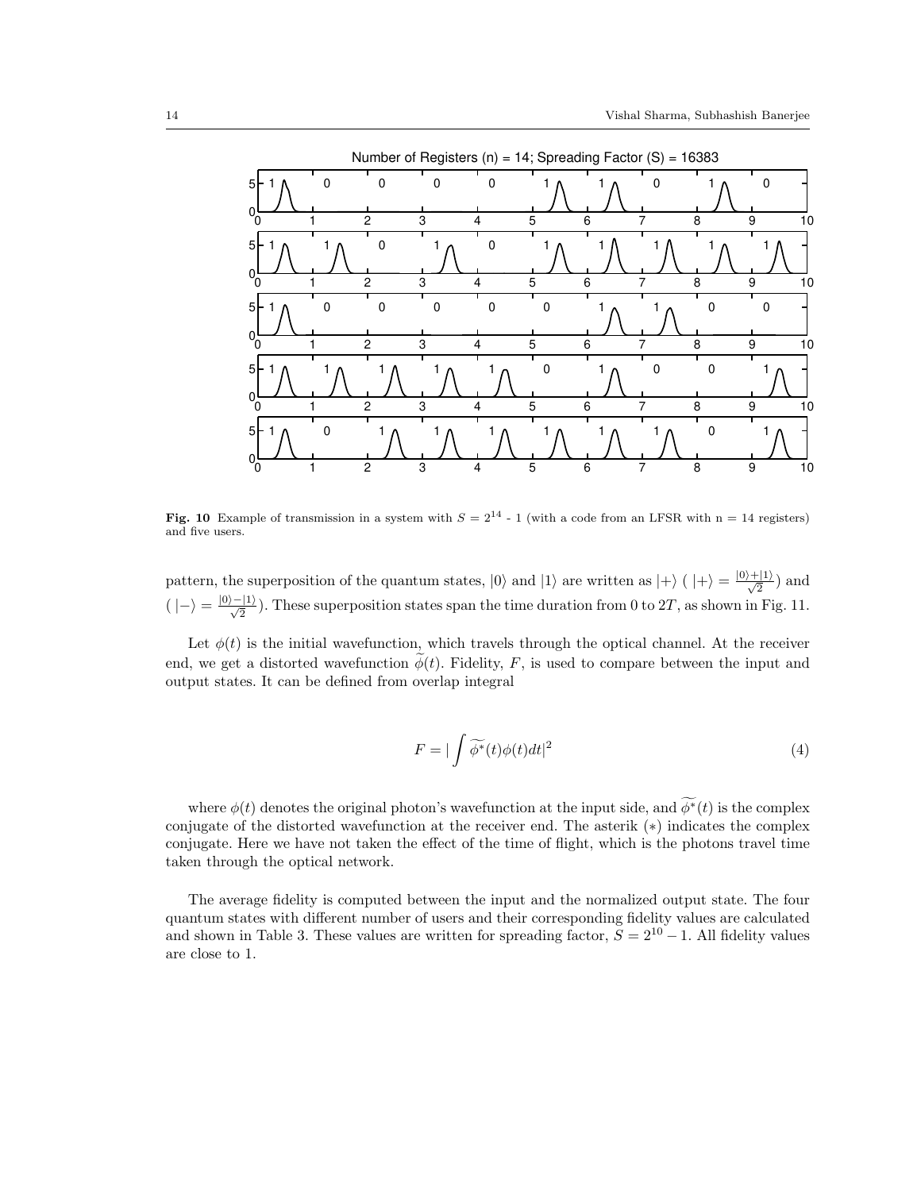**Fig. 10** Example of transmission in a system with $S = 2^{14}$ - 1 (with a code from an LFSR with n = 14 registers) and five users.

pattern, the superposition of the quantum states, $|0\rangle$ and $|1\rangle$ are written as $|+\rangle$ ( $|+\rangle = \frac{|0\rangle+|1\rangle}{\sqrt{2}}$) and ( $|-\rangle = \frac{|0\rangle-|1\rangle}{\sqrt{2}}$). These superposition states span the time duration from 0 to $2T$, as shown in Fig. 11.

Let $\phi(t)$ is the initial wavefunction, which travels through the optical channel. At the receiver end, we get a distorted wavefunction $\widetilde{\phi}(t)$. Fidelity, $F$, is used to compare between the input and output states. It can be defined from overlap integral

$$F = |\int \widetilde{\phi^*}(t)\phi(t)dt|^2 \tag{4}$$

where $\phi(t)$ denotes the original photon's wavefunction at the input side, and $\widetilde{\phi^*}(t)$ is the complex conjugate of the distorted wavefunction at the receiver end. The asterik $(*)$ indicates the complex conjugate. Here we have not taken the effect of the time of flight, which is the photons travel time taken through the optical network.

The average fidelity is computed between the input and the normalized output state. The four quantum states with different number of users and their corresponding fidelity values are calculated and shown in Table 3. These values are written for spreading factor, $S = 2^{10} - 1$. All fidelity values are close to 1.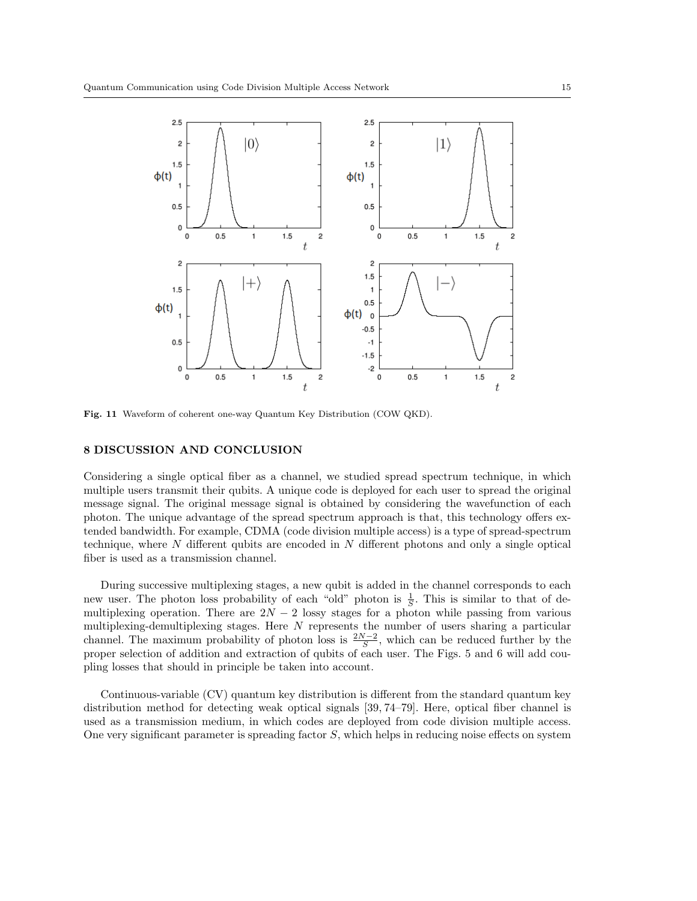Fig. 11 Waveform of coherent one-way Quantum Key Distribution (COW QKD).

## 8 DISCUSSION AND CONCLUSION

Considering a single optical fiber as a channel, we studied spread spectrum technique, in which multiple users transmit their qubits. A unique code is deployed for each user to spread the original message signal. The original message signal is obtained by considering the wavefunction of each photon. The unique advantage of the spread spectrum approach is that, this technology offers extended bandwidth. For example, CDMA (code division multiple access) is a type of spread-spectrum technique, where $N$ different qubits are encoded in $N$ different photons and only a single optical fiber is used as a transmission channel.

During successive multiplexing stages, a new qubit is added in the channel corresponds to each new user. The photon loss probability of each "old" photon is $\frac{1}{S}$. This is similar to that of demultiplexing operation. There are $2N-2$ lossy stages for a photon while passing from various multiplexing-demultiplexing stages. Here $N$ represents the number of users sharing a particular channel. The maximum probability of photon loss is $\frac{2N-2}{S}$, which can be reduced further by the proper selection of addition and extraction of qubits of each user. The Figs. 5 and 6 will add coupling losses that should in principle be taken into account.

Continuous-variable (CV) quantum key distribution is different from the standard quantum key distribution method for detecting weak optical signals [39, 74–79]. Here, optical fiber channel is used as a transmission medium, in which codes are deployed from code division multiple access. One very significant parameter is spreading factor $S$, which helps in reducing noise effects on system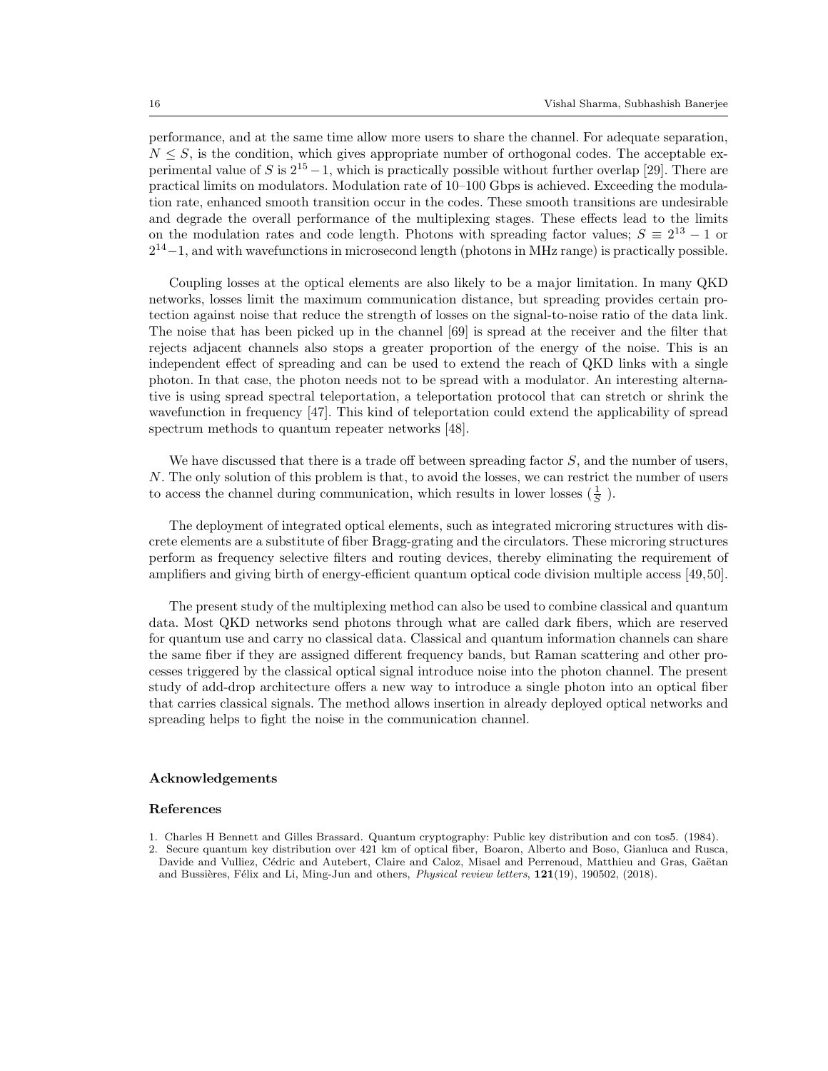performance, and at the same time allow more users to share the channel. For adequate separation, $N \leq S$, is the condition, which gives appropriate number of orthogonal codes. The acceptable experimental value of $S$ is $2^{15}-1$, which is practically possible without further overlap [29]. There are practical limits on modulators. Modulation rate of 10–100 Gbps is achieved. Exceeding the modulation rate, enhanced smooth transition occur in the codes. These smooth transitions are undesirable and degrade the overall performance of the multiplexing stages. These effects lead to the limits on the modulation rates and code length. Photons with spreading factor values; $S \equiv 2^{13}-1$ or $2^{14}-1$, and with wavefunctions in microsecond length (photons in MHz range) is practically possible.

Coupling losses at the optical elements are also likely to be a major limitation. In many QKD networks, losses limit the maximum communication distance, but spreading provides certain protection against noise that reduce the strength of losses on the signal-to-noise ratio of the data link. The noise that has been picked up in the channel [69] is spread at the receiver and the filter that rejects adjacent channels also stops a greater proportion of the energy of the noise. This is an independent effect of spreading and can be used to extend the reach of QKD links with a single photon. In that case, the photon needs not to be spread with a modulator. An interesting alternative is using spread spectral teleportation, a teleportation protocol that can stretch or shrink the wavefunction in frequency [47]. This kind of teleportation could extend the applicability of spread spectrum methods to quantum repeater networks [48].

We have discussed that there is a trade off between spreading factor $S$, and the number of users, $N$. The only solution of this problem is that, to avoid the losses, we can restrict the number of users to access the channel during communication, which results in lower losses ($\frac{1}{S}$).

The deployment of integrated optical elements, such as integrated microring structures with discrete elements are a substitute of fiber Bragg-grating and the circulators. These microring structures perform as frequency selective filters and routing devices, thereby eliminating the requirement of amplifiers and giving birth of energy-efficient quantum optical code division multiple access [49,50].

The present study of the multiplexing method can also be used to combine classical and quantum data. Most QKD networks send photons through what are called dark fibers, which are reserved for quantum use and carry no classical data. Classical and quantum information channels can share the same fiber if they are assigned different frequency bands, but Raman scattering and other processes triggered by the classical optical signal introduce noise into the photon channel. The present study of add-drop architecture offers a new way to introduce a single photon into an optical fiber that carries classical signals. The method allows insertion in already deployed optical networks and spreading helps to fight the noise in the communication channel.

## Acknowledgements

## References

1. Charles H Bennett and Gilles Brassard. Quantum cryptography: Public key distribution and con tos5. (1984).
2. Secure quantum key distribution over 421 km of optical fiber, Boaron, Alberto and Boso, Gianluca and Rusca, Davide and Vulliez, Cédric and Autebert, Claire and Caloz, Misael and Perrenoud, Matthieu and Gras, Gaëtan and Bussières, Félix and Li, Ming-Jun and others, *Physical review letters*, **121**(19), 190502, (2018).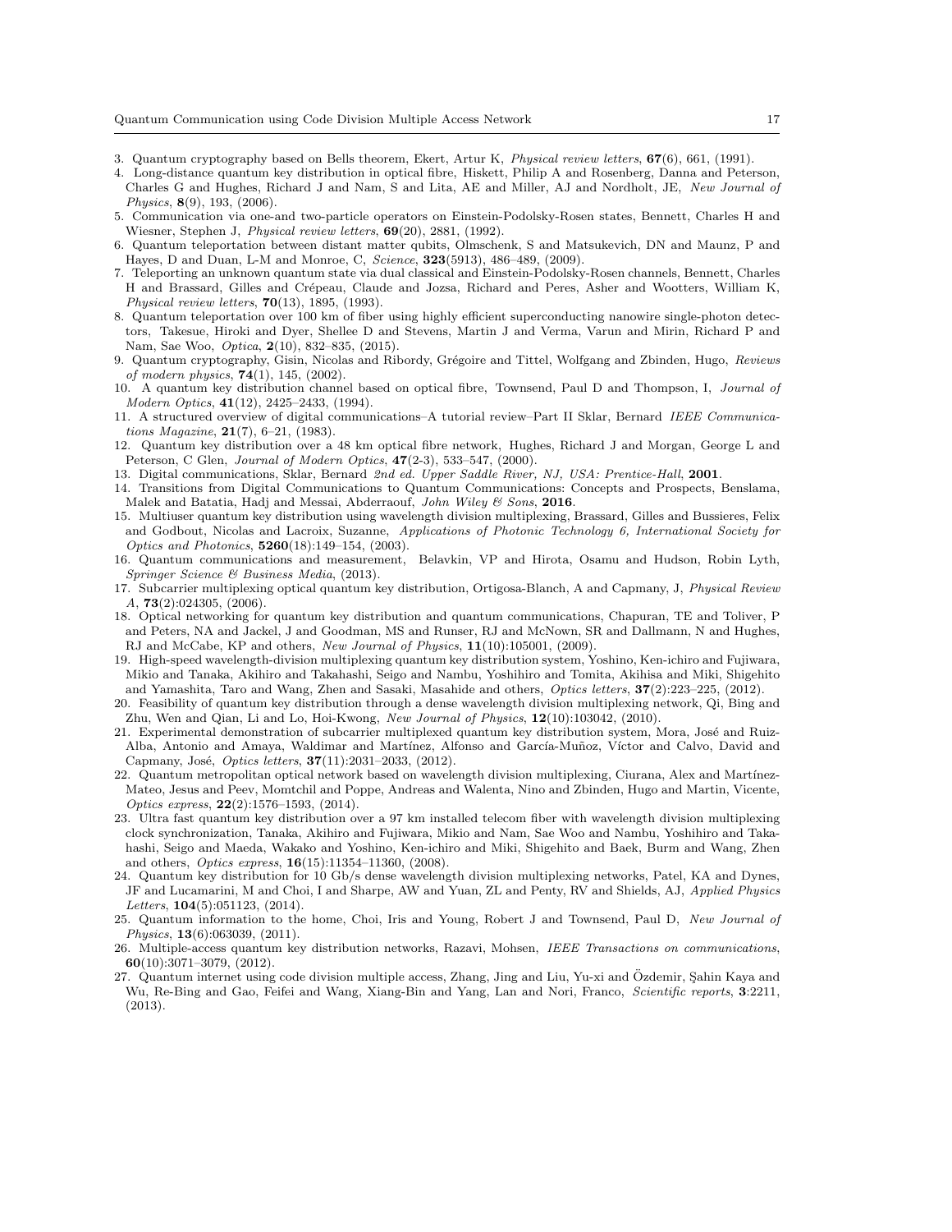3. Quantum cryptography based on Bells theorem, Ekert, Artur K, *Physical review letters*, **67**(6), 661, (1991).
4. Long-distance quantum key distribution in optical fibre, Hiskett, Philip A and Rosenberg, Danna and Peterson, Charles G and Hughes, Richard J and Nam, S and Lita, AE and Miller, AJ and Nordholt, JE, *New Journal of Physics*, **8**(9), 193, (2006).
5. Communication via one-and two-particle operators on Einstein-Podolsky-Rosen states, Bennett, Charles H and Wiesner, Stephen J, *Physical review letters*, **69**(20), 2881, (1992).
6. Quantum teleportation between distant matter qubits, Olmschenk, S and Matsukevich, DN and Maunz, P and Hayes, D and Duan, L-M and Monroe, C, *Science*, **323**(5913), 486–489, (2009).
7. Teleporting an unknown quantum state via dual classical and Einstein-Podolsky-Rosen channels, Bennett, Charles H and Brassard, Gilles and Crépeau, Claude and Jozsa, Richard and Peres, Asher and Wootters, William K, *Physical review letters*, **70**(13), 1895, (1993).
8. Quantum teleportation over 100 km of fiber using highly efficient superconducting nanowire single-photon detectors, Takesue, Hiroki and Dyer, Shellee D and Stevens, Martin J and Verma, Varun and Mirin, Richard P and Nam, Sae Woo, *Optica*, **2**(10), 832–835, (2015).
9. Quantum cryptography, Gisin, Nicolas and Ribordy, Grégoire and Tittel, Wolfgang and Zbinden, Hugo, *Reviews of modern physics*, **74**(1), 145, (2002).
10. A quantum key distribution channel based on optical fibre, Townsend, Paul D and Thompson, I, *Journal of Modern Optics*, **41**(12), 2425–2433, (1994).
11. A structured overview of digital communications–A tutorial review–Part II Sklar, Bernard *IEEE Communications Magazine*, **21**(7), 6–21, (1983).
12. Quantum key distribution over a 48 km optical fibre network, Hughes, Richard J and Morgan, George L and Peterson, C Glen, *Journal of Modern Optics*, **47**(2-3), 533–547, (2000).
13. Digital communications, Sklar, Bernard *2nd ed. Upper Saddle River, NJ, USA: Prentice-Hall*, **2001**.
14. Transitions from Digital Communications to Quantum Communications: Concepts and Prospects, Benslama, Malek and Batatia, Hadj and Messai, Abderraouf, *John Wiley & Sons*, **2016**.
15. Multiuser quantum key distribution using wavelength division multiplexing, Brassard, Gilles and Bussieres, Felix and Godbout, Nicolas and Lacroix, Suzanne, *Applications of Photonic Technology 6, International Society for Optics and Photonics*, **5260**(18):149–154, (2003).
16. Quantum communications and measurement, Belavkin, VP and Hirota, Osamu and Hudson, Robin Lyth, *Springer Science & Business Media*, (2013).
17. Subcarrier multiplexing optical quantum key distribution, Ortigosa-Blanch, A and Capmany, J, *Physical Review A*, **73**(2):024305, (2006).
18. Optical networking for quantum key distribution and quantum communications, Chapuran, TE and Toliver, P and Peters, NA and Jackel, J and Goodman, MS and Runser, RJ and McNown, SR and Dallmann, N and Hughes, RJ and McCabe, KP and others, *New Journal of Physics*, **11**(10):105001, (2009).
19. High-speed wavelength-division multiplexing quantum key distribution system, Yoshino, Ken-ichiro and Fujiwara, Mikio and Tanaka, Akihiro and Takahashi, Seigo and Nambu, Yoshihiro and Tomita, Akihisa and Miki, Shigehito and Yamashita, Taro and Wang, Zhen and Sasaki, Masahide and others, *Optics letters*, **37**(2):223–225, (2012).
20. Feasibility of quantum key distribution through a dense wavelength division multiplexing network, Qi, Bing and Zhu, Wen and Qian, Li and Lo, Hoi-Kwong, *New Journal of Physics*, **12**(10):103042, (2010).
21. Experimental demonstration of subcarrier multiplexed quantum key distribution system, Mora, José and Ruiz-Alba, Antonio and Amaya, Waldimar and Martínez, Alfonso and García-Muñoz, Víctor and Calvo, David and Capmany, José, *Optics letters*, **37**(11):2031–2033, (2012).
22. Quantum metropolitan optical network based on wavelength division multiplexing, Ciurana, Alex and Martínez-Mateo, Jesus and Peev, Momtchil and Poppe, Andreas and Walenta, Nino and Zbinden, Hugo and Martin, Vicente, *Optics express*, **22**(2):1576–1593, (2014).
23. Ultra fast quantum key distribution over a 97 km installed telecom fiber with wavelength division multiplexing clock synchronization, Tanaka, Akihiro and Fujiwara, Mikio and Nam, Sae Woo and Nambu, Yoshihiro and Takahashi, Seigo and Maeda, Wakako and Yoshino, Ken-ichiro and Miki, Shigehito and Baek, Burm and Wang, Zhen and others, *Optics express*, **16**(15):11354–11360, (2008).
24. Quantum key distribution for 10 Gb/s dense wavelength division multiplexing networks, Patel, KA and Dynes, JF and Lucamarini, M and Choi, I and Sharpe, AW and Yuan, ZL and Penty, RV and Shields, AJ, *Applied Physics Letters*, **104**(5):051123, (2014).
25. Quantum information to the home, Choi, Iris and Young, Robert J and Townsend, Paul D, *New Journal of Physics*, **13**(6):063039, (2011).
26. Multiple-access quantum key distribution networks, Razavi, Mohsen, *IEEE Transactions on communications*, **60**(10):3071–3079, (2012).
27. Quantum internet using code division multiple access, Zhang, Jing and Liu, Yu-xi and Özdemir, Şahin Kaya and Wu, Re-Bing and Gao, Feifei and Wang, Xiang-Bin and Yang, Lan and Nori, Franco, *Scientific reports*, **3**:2211, (2013).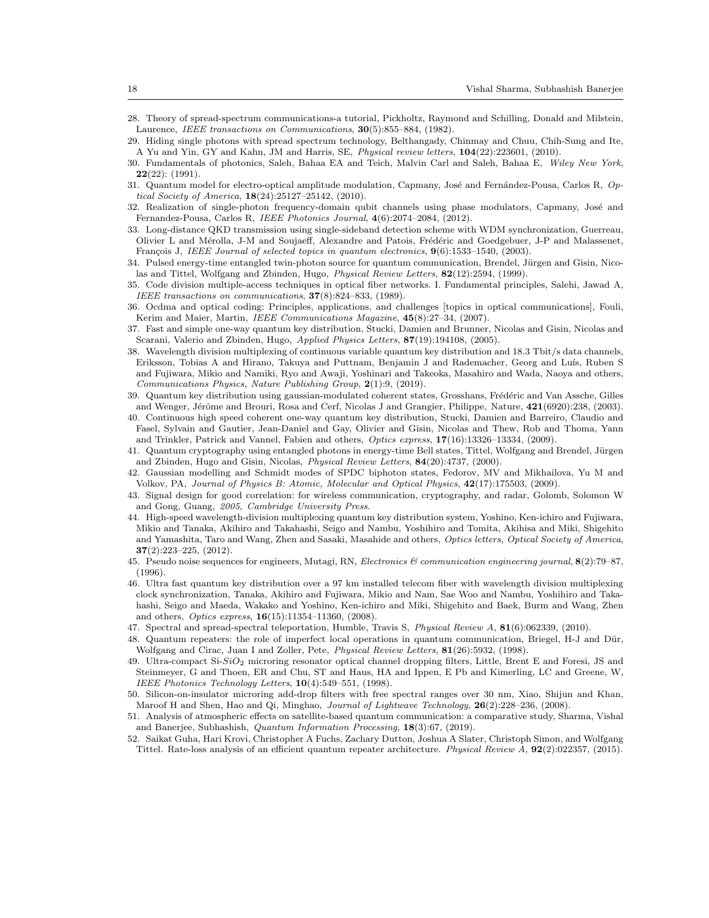28. Theory of spread-spectrum communications-a tutorial, Pickholtz, Raymond and Schilling, Donald and Milstein, Laurence, *IEEE transactions on Communications*, **30**(5):855–884, (1982).
29. Hiding single photons with spread spectrum technology, Belthangady, Chinmay and Chuu, Chih-Sung and Ite, A Yu and Yin, GY and Kahn, JM and Harris, SE, *Physical review letters*, **104**(22):223601, (2010).
30. Fundamentals of photonics, Saleh, Bahaa EA and Teich, Malvin Carl and Saleh, Bahaa E, *Wiley New York*, **22**(22): (1991).
31. Quantum model for electro-optical amplitude modulation, Capmany, José and Fernández-Pousa, Carlos R, *Optical Society of America*, **18**(24):25127–25142, (2010).
32. Realization of single-photon frequency-domain qubit channels using phase modulators, Capmany, José and Fernandez-Pousa, Carlos R, *IEEE Photonics Journal*, **4**(6):2074–2084, (2012).
33. Long-distance QKD transmission using single-sideband detection scheme with WDM synchronization, Guerreau, Olivier L and Mérolla, J-M and Soujaeff, Alexandre and Patois, Frédéric and Goedgebuer, J-P and Malassenet, François J, *IEEE Journal of selected topics in quantum electronics*, **9**(6):1533–1540, (2003).
34. Pulsed energy-time entangled twin-photon source for quantum communication, Brendel, Jürgen and Gisin, Nicolas and Tittel, Wolfgang and Zbinden, Hugo, *Physical Review Letters*, **82**(12):2594, (1999).
35. Code division multiple-access techniques in optical fiber networks. I. Fundamental principles, Salehi, Jawad A, *IEEE transactions on communications*, **37**(8):824–833, (1989).
36. Ocdma and optical coding: Principles, applications, and challenges [topics in optical communications], Fouli, Kerim and Maier, Martin, *IEEE Communications Magazine*, **45**(8):27–34, (2007).
37. Fast and simple one-way quantum key distribution, Stucki, Damien and Brunner, Nicolas and Gisin, Nicolas and Scarani, Valerio and Zbinden, Hugo, *Applied Physics Letters*, **87**(19):194108, (2005).
38. Wavelength division multiplexing of continuous variable quantum key distribution and 18.3 Tbit/s data channels, Eriksson, Tobias A and Hirano, Takuya and Puttnam, Benjamin J and Rademacher, Georg and Luís, Ruben S and Fujiwara, Mikio and Namiki, Ryo and Awaji, Yoshinari and Takeoka, Masahiro and Wada, Naoya and others, *Communications Physics, Nature Publishing Group*, **2**(1):9, (2019).
39. Quantum key distribution using gaussian-modulated coherent states, Grosshans, Frédéric and Van Assche, Gilles and Wenger, Jérôme and Brouri, Rosa and Cerf, Nicolas J and Grangier, Philippe, Nature, **421**(6920):238, (2003).
40. Continuous high speed coherent one-way quantum key distribution, Stucki, Damien and Barreiro, Claudio and Fasel, Sylvain and Gautier, Jean-Daniel and Gay, Olivier and Gisin, Nicolas and Thew, Rob and Thoma, Yann and Trinkler, Patrick and Vannel, Fabien and others, *Optics express*, **17**(16):13326–13334, (2009).
41. Quantum cryptography using entangled photons in energy-time Bell states, Tittel, Wolfgang and Brendel, Jürgen and Zbinden, Hugo and Gisin, Nicolas, *Physical Review Letters*, **84**(20):4737, (2000).
42. Gaussian modelling and Schmidt modes of SPDC biphoton states, Fedorov, MV and Mikhailova, Yu M and Volkov, PA, *Journal of Physics B: Atomic, Molecular and Optical Physics*, **42**(17):175503, (2009).
43. Signal design for good correlation: for wireless communication, cryptography, and radar, Golomb, Solomon W and Gong, Guang, *2005*, *Cambridge University Press*.
44. High-speed wavelength-division multiplexing quantum key distribution system, Yoshino, Ken-ichiro and Fujiwara, Mikio and Tanaka, Akihiro and Takahashi, Seigo and Nambu, Yoshihiro and Tomita, Akihisa and Miki, Shigehito and Yamashita, Taro and Wang, Zhen and Sasaki, Masahide and others, *Optics letters, Optical Society of America*, **37**(2):223–225, (2012).
45. Pseudo noise sequences for engineers, Mutagi, RN, *Electronics & communication engineering journal*, **8**(2):79–87, (1996).
46. Ultra fast quantum key distribution over a 97 km installed telecom fiber with wavelength division multiplexing clock synchronization, Tanaka, Akihiro and Fujiwara, Mikio and Nam, Sae Woo and Nambu, Yoshihiro and Takahashi, Seigo and Maeda, Wakako and Yoshino, Ken-ichiro and Miki, Shigehito and Baek, Burm and Wang, Zhen and others, *Optics express*, **16**(15):11354–11360, (2008).
47. Spectral and spread-spectral teleportation, Humble, Travis S, *Physical Review A*, **81**(6):062339, (2010).
48. Quantum repeaters: the role of imperfect local operations in quantum communication, Briegel, H-J and Dür, Wolfgang and Cirac, Juan I and Zoller, Pete, *Physical Review Letters*, **81**(26):5932, (1998).
49. Ultra-compact Si-$SiO_2$ microring resonator optical channel dropping filters, Little, Brent E and Foresi, JS and Steinmeyer, G and Thoen, ER and Chu, ST and Haus, HA and Ippen, E Pb and Kimerling, LC and Greene, W, *IEEE Photonics Technology Letters*, **10**(4):549–551, (1998).
50. Silicon-on-insulator microring add-drop filters with free spectral ranges over 30 nm, Xiao, Shijun and Khan, Maroof H and Shen, Hao and Qi, Minghao, *Journal of Lightwave Technology*, **26**(2):228–236, (2008).
51. Analysis of atmospheric effects on satellite-based quantum communication: a comparative study, Sharma, Vishal and Banerjee, Subhashish, *Quantum Information Processing*, **18**(3):67, (2019).
52. Saikat Guha, Hari Krovi, Christopher A Fuchs, Zachary Dutton, Joshua A Slater, Christoph Simon, and Wolfgang Tittel. Rate-loss analysis of an efficient quantum repeater architecture. *Physical Review A*, **92**(2):022357, (2015).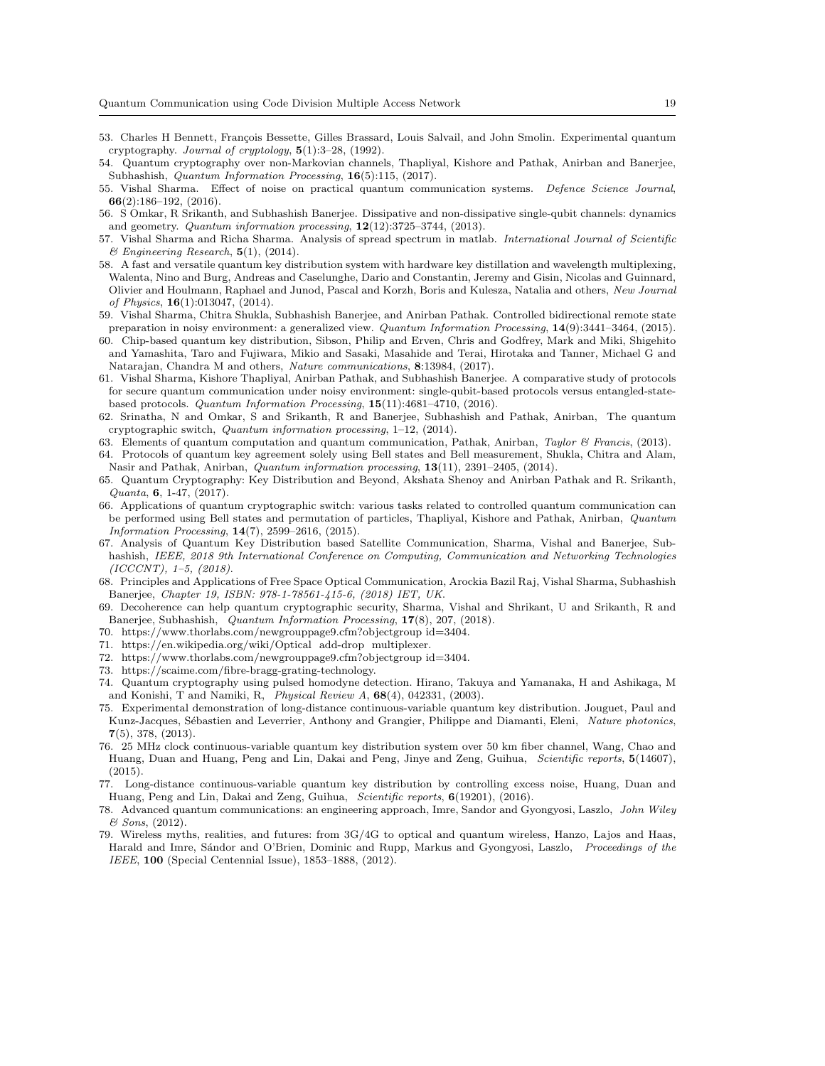53. Charles H Bennett, François Bessette, Gilles Brassard, Louis Salvail, and John Smolin. Experimental quantum cryptography. *Journal of cryptology*, **5**(1):3–28, (1992).
54. Quantum cryptography over non-Markovian channels, Thapliyal, Kishore and Pathak, Anirban and Banerjee, Subhashish, *Quantum Information Processing*, **16**(5):115, (2017).
55. Vishal Sharma. Effect of noise on practical quantum communication systems. *Defence Science Journal*, **66**(2):186–192, (2016).
56. S Omkar, R Srikanth, and Subhashish Banerjee. Dissipative and non-dissipative single-qubit channels: dynamics and geometry. *Quantum information processing*, **12**(12):3725–3744, (2013).
57. Vishal Sharma and Richa Sharma. Analysis of spread spectrum in matlab. *International Journal of Scientific & Engineering Research*, **5**(1), (2014).
58. A fast and versatile quantum key distribution system with hardware key distillation and wavelength multiplexing, Walenta, Nino and Burg, Andreas and Caselunghe, Dario and Constantin, Jeremy and Gisin, Nicolas and Guinnard, Olivier and Houlmann, Raphael and Junod, Pascal and Korzh, Boris and Kulesza, Natalia and others, *New Journal of Physics*, **16**(1):013047, (2014).
59. Vishal Sharma, Chitra Shukla, Subhashish Banerjee, and Anirban Pathak. Controlled bidirectional remote state preparation in noisy environment: a generalized view. *Quantum Information Processing*, **14**(9):3441–3464, (2015).
60. Chip-based quantum key distribution, Sibson, Philip and Erven, Chris and Godfrey, Mark and Miki, Shigehito and Yamashita, Taro and Fujiwara, Mikio and Sasaki, Masahide and Terai, Hirotaka and Tanner, Michael G and Natarajan, Chandra M and others, *Nature communications*, **8**:13984, (2017).
61. Vishal Sharma, Kishore Thapliyal, Anirban Pathak, and Subhashish Banerjee. A comparative study of protocols for secure quantum communication under noisy environment: single-qubit-based protocols versus entangled-state-based protocols. *Quantum Information Processing*, **15**(11):4681–4710, (2016).
62. Srinatha, N and Omkar, S and Srikanth, R and Banerjee, Subhashish and Pathak, Anirban, The quantum cryptographic switch, *Quantum information processing*, 1–12, (2014).
63. Elements of quantum computation and quantum communication, Pathak, Anirban, *Taylor & Francis*, (2013).
64. Protocols of quantum key agreement solely using Bell states and Bell measurement, Shukla, Chitra and Alam, Nasir and Pathak, Anirban, *Quantum information processing*, **13**(11), 2391–2405, (2014).
65. Quantum Cryptography: Key Distribution and Beyond, Akshata Shenoy and Anirban Pathak and R. Srikanth, *Quanta*, **6**, 1-47, (2017).
66. Applications of quantum cryptographic switch: various tasks related to controlled quantum communication can be performed using Bell states and permutation of particles, Thapliyal, Kishore and Pathak, Anirban, *Quantum Information Processing*, **14**(7), 2599–2616, (2015).
67. Analysis of Quantum Key Distribution based Satellite Communication, Sharma, Vishal and Banerjee, Subhashish, *IEEE, 2018 9th International Conference on Computing, Communication and Networking Technologies (ICCCNT), 1–5, (2018)*.
68. Principles and Applications of Free Space Optical Communication, Arockia Bazil Raj, Vishal Sharma, Subhashish Banerjee, *Chapter 19, ISBN: 978-1-78561-415-6, (2018) IET, UK*.
69. Decoherence can help quantum cryptographic security, Sharma, Vishal and Shrikant, U and Srikanth, R and Banerjee, Subhashish, *Quantum Information Processing*, **17**(8), 207, (2018).
70. https://www.thorlabs.com/newgrouppage9.cfm?objectgroup id=3404.
71. https://en.wikipedia.org/wiki/Optical add-drop multiplexer.
72. https://www.thorlabs.com/newgrouppage9.cfm?objectgroup id=3404.
73. https://scaime.com/fibre-bragg-grating-technology.
74. Quantum cryptography using pulsed homodyne detection. Hirano, Takuya and Yamanaka, H and Ashikaga, M and Konishi, T and Namiki, R, *Physical Review A*, **68**(4), 042331, (2003).
75. Experimental demonstration of long-distance continuous-variable quantum key distribution. Jouguet, Paul and Kunz-Jacques, Sébastien and Leverrier, Anthony and Grangier, Philippe and Diamanti, Eleni, *Nature photonics*, **7**(5), 378, (2013).
76. 25 MHz clock continuous-variable quantum key distribution system over 50 km fiber channel, Wang, Chao and Huang, Duan and Huang, Peng and Lin, Dakai and Peng, Jinye and Zeng, Guihua, *Scientific reports*, **5**(14607), (2015).
77. Long-distance continuous-variable quantum key distribution by controlling excess noise, Huang, Duan and Huang, Peng and Lin, Dakai and Zeng, Guihua, *Scientific reports*, **6**(19201), (2016).
78. Advanced quantum communications: an engineering approach, Imre, Sandor and Gyongyosi, Laszlo, *John Wiley & Sons*, (2012).
79. Wireless myths, realities, and futures: from 3G/4G to optical and quantum wireless, Hanzo, Lajos and Haas, Harald and Imre, Sándor and O'Brien, Dominic and Rupp, Markus and Gyongyosi, Laszlo, *Proceedings of the IEEE*, **100** (Special Centennial Issue), 1853–1888, (2012).